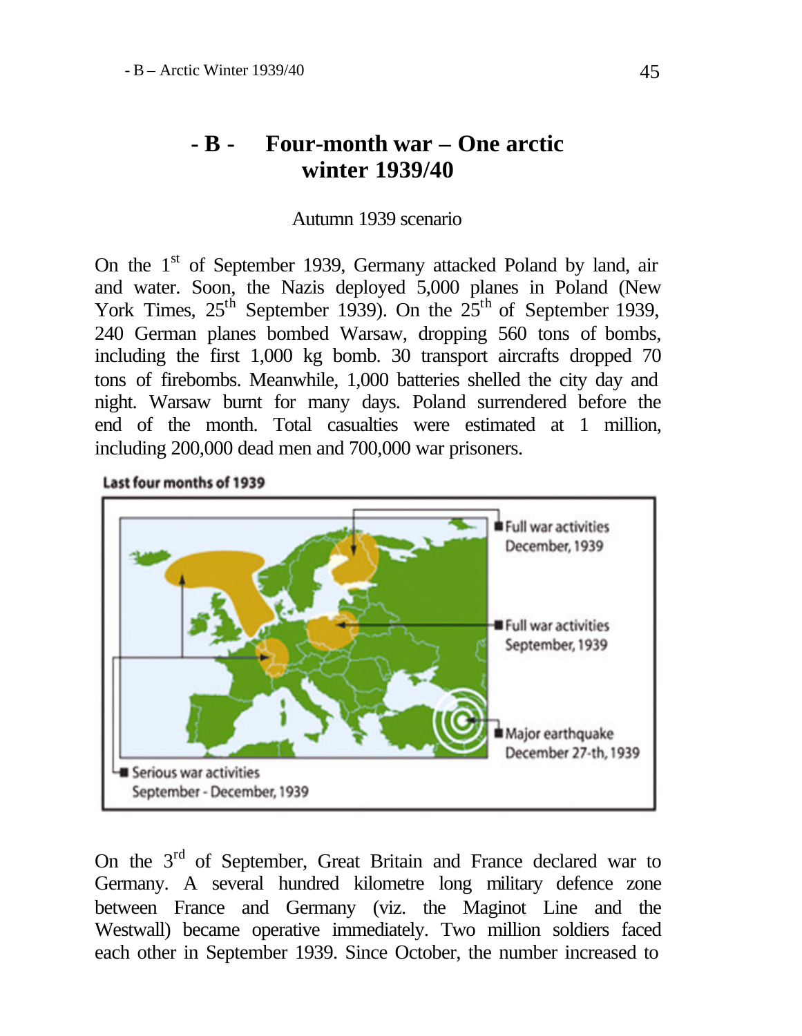# - B - Four-month war – One arctic winter 1939/40

Autumn 1939 scenario

On the 1st of September 1939, Germany attacked Poland by land, air and water. Soon, the Nazis deployed 5,000 planes in Poland (New York Times, 25th September 1939). On the 25th of September 1939, 240 German planes bombed Warsaw, dropping 560 tons of bombs, including the first 1,000 kg bomb. 30 transport aircrafts dropped 70 tons of firebombs. Meanwhile, 1,000 batteries shelled the city day and night. Warsaw burnt for many days. Poland surrendered before the end of the month. Total casualties were estimated at 1 million, including 200,000 dead men and 700,000 war prisoners.

**Last four months of 1939**

- Full war activities December, 1939
- Full war activities September, 1939
- Major earthquake December 27-th, 1939
- Serious war activities September - December, 1939

On the 3rd of September, Great Britain and France declared war to Germany. A several hundred kilometre long military defence zone between France and Germany (viz. the Maginot Line and the Westwall) became operative immediately. Two million soldiers faced each other in September 1939. Since October, the number increased to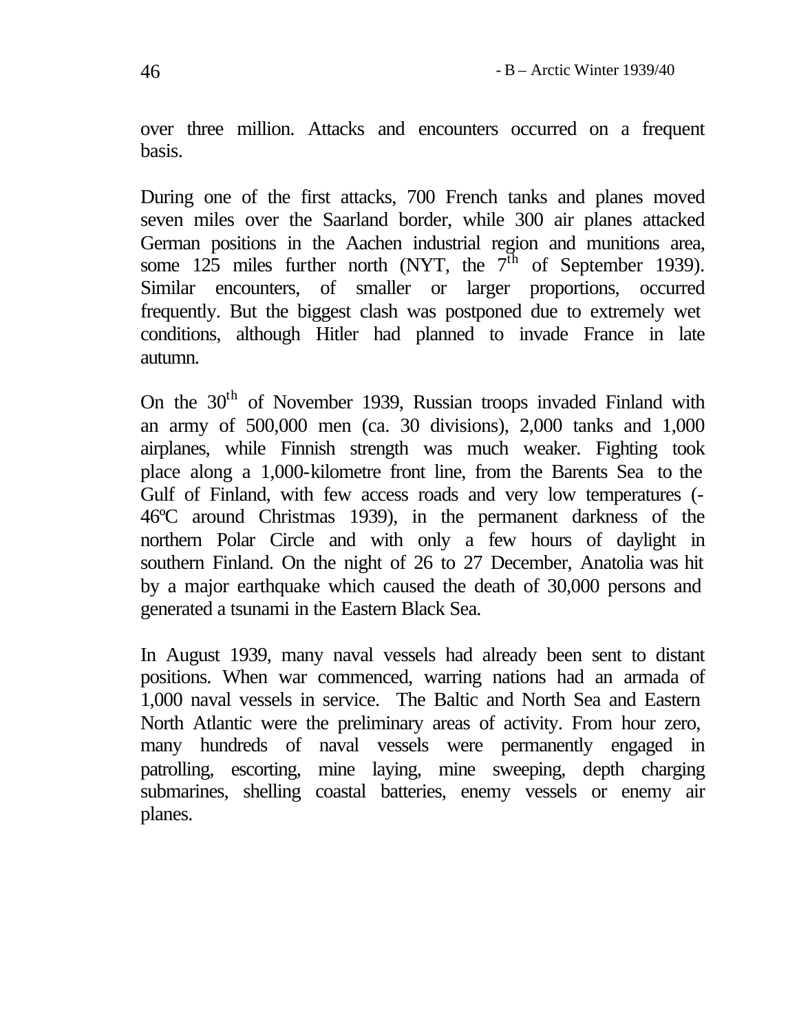over three million. Attacks and encounters occurred on a frequent basis.

During one of the first attacks, 700 French tanks and planes moved seven miles over the Saarland border, while 300 air planes attacked German positions in the Aachen industrial region and munitions area, some 125 miles further north (NYT, the 7th of September 1939). Similar encounters, of smaller or larger proportions, occurred frequently. But the biggest clash was postponed due to extremely wet conditions, although Hitler had planned to invade France in late autumn.

On the 30th of November 1939, Russian troops invaded Finland with an army of 500,000 men (ca. 30 divisions), 2,000 tanks and 1,000 airplanes, while Finnish strength was much weaker. Fighting took place along a 1,000-kilometre front line, from the Barents Sea to the Gulf of Finland, with few access roads and very low temperatures (-46ºC around Christmas 1939), in the permanent darkness of the northern Polar Circle and with only a few hours of daylight in southern Finland. On the night of 26 to 27 December, Anatolia was hit by a major earthquake which caused the death of 30,000 persons and generated a tsunami in the Eastern Black Sea.

In August 1939, many naval vessels had already been sent to distant positions. When war commenced, warring nations had an armada of 1,000 naval vessels in service. The Baltic and North Sea and Eastern North Atlantic were the preliminary areas of activity. From hour zero, many hundreds of naval vessels were permanently engaged in patrolling, escorting, mine laying, mine sweeping, depth charging submarines, shelling coastal batteries, enemy vessels or enemy air planes.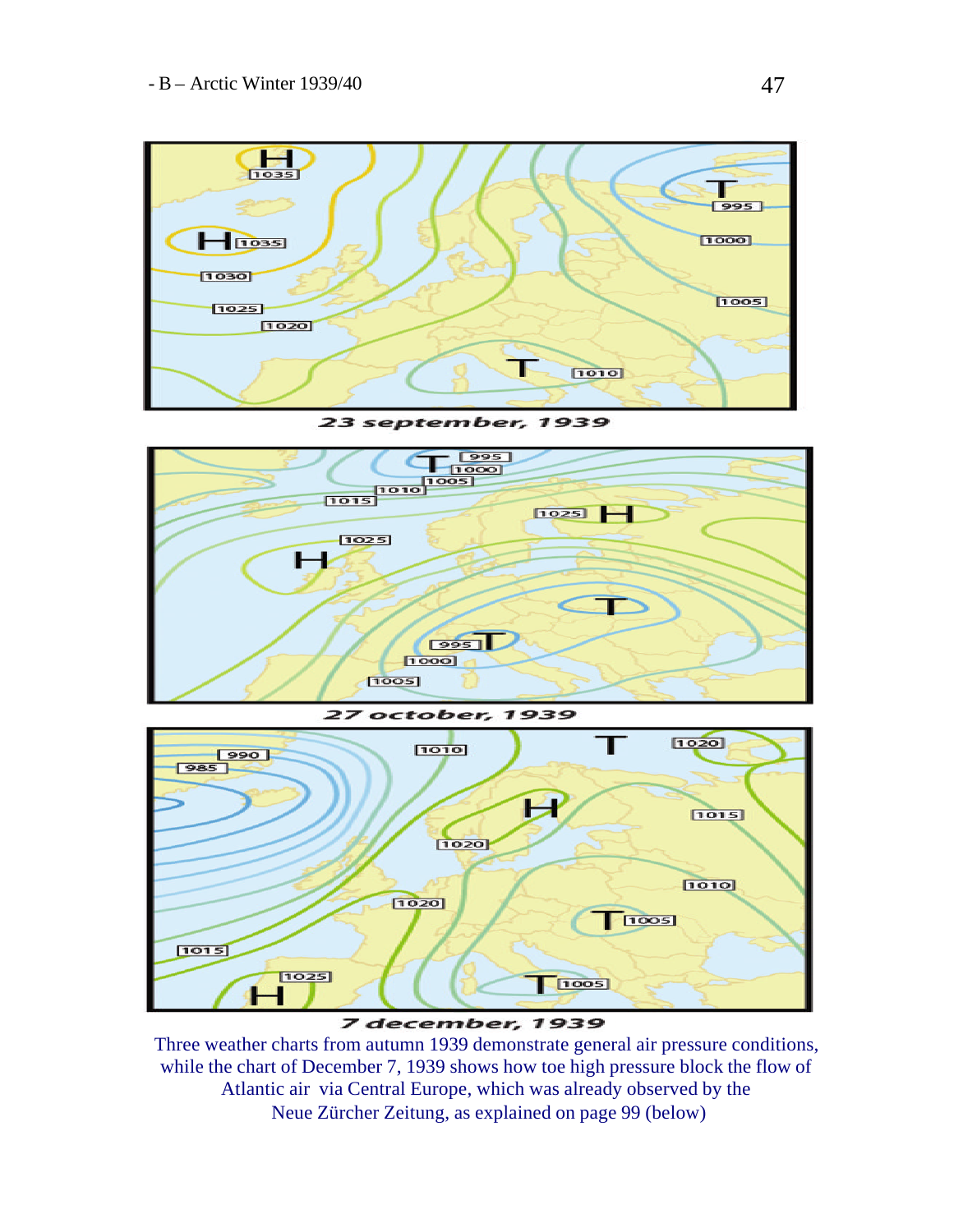23 september, 1939

27 october, 1939

7 december, 1939

Three weather charts from autumn 1939 demonstrate general air pressure conditions, while the chart of December 7, 1939 shows how toe high pressure block the flow of Atlantic air via Central Europe, which was already observed by the Neue Zürcher Zeitung, as explained on page 99 (below)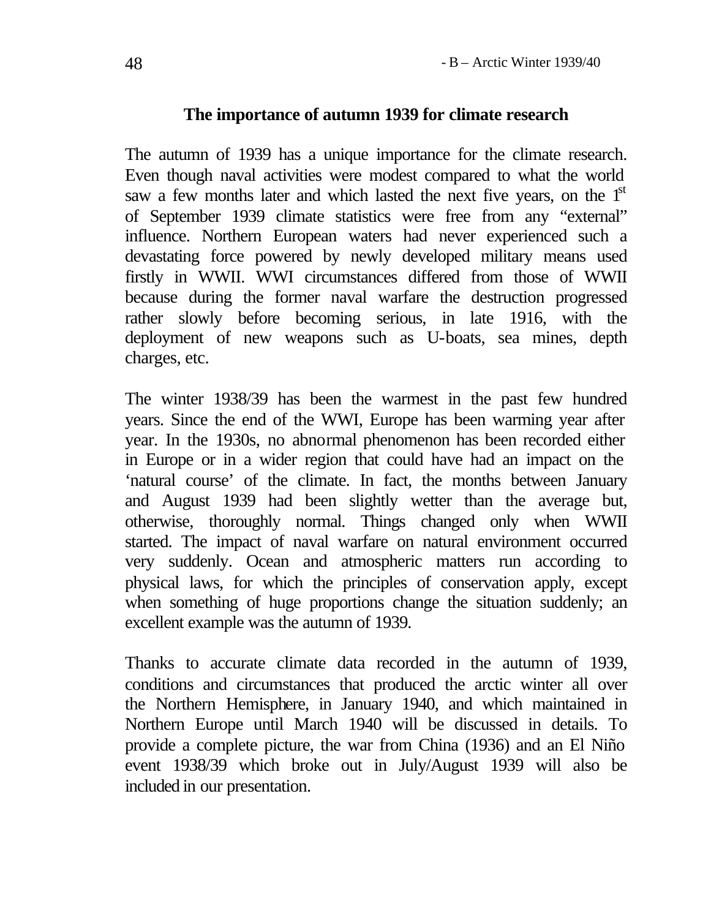## The importance of autumn 1939 for climate research

The autumn of 1939 has a unique importance for the climate research. Even though naval activities were modest compared to what the world saw a few months later and which lasted the next five years, on the 1st of September 1939 climate statistics were free from any "external" influence. Northern European waters had never experienced such a devastating force powered by newly developed military means used firstly in WWII. WWI circumstances differed from those of WWII because during the former naval warfare the destruction progressed rather slowly before becoming serious, in late 1916, with the deployment of new weapons such as U-boats, sea mines, depth charges, etc.

The winter 1938/39 has been the warmest in the past few hundred years. Since the end of the WWI, Europe has been warming year after year. In the 1930s, no abnormal phenomenon has been recorded either in Europe or in a wider region that could have had an impact on the 'natural course' of the climate. In fact, the months between January and August 1939 had been slightly wetter than the average but, otherwise, thoroughly normal. Things changed only when WWII started. The impact of naval warfare on natural environment occurred very suddenly. Ocean and atmospheric matters run according to physical laws, for which the principles of conservation apply, except when something of huge proportions change the situation suddenly; an excellent example was the autumn of 1939.

Thanks to accurate climate data recorded in the autumn of 1939, conditions and circumstances that produced the arctic winter all over the Northern Hemisphere, in January 1940, and which maintained in Northern Europe until March 1940 will be discussed in details. To provide a complete picture, the war from China (1936) and an El Niño event 1938/39 which broke out in July/August 1939 will also be included in our presentation.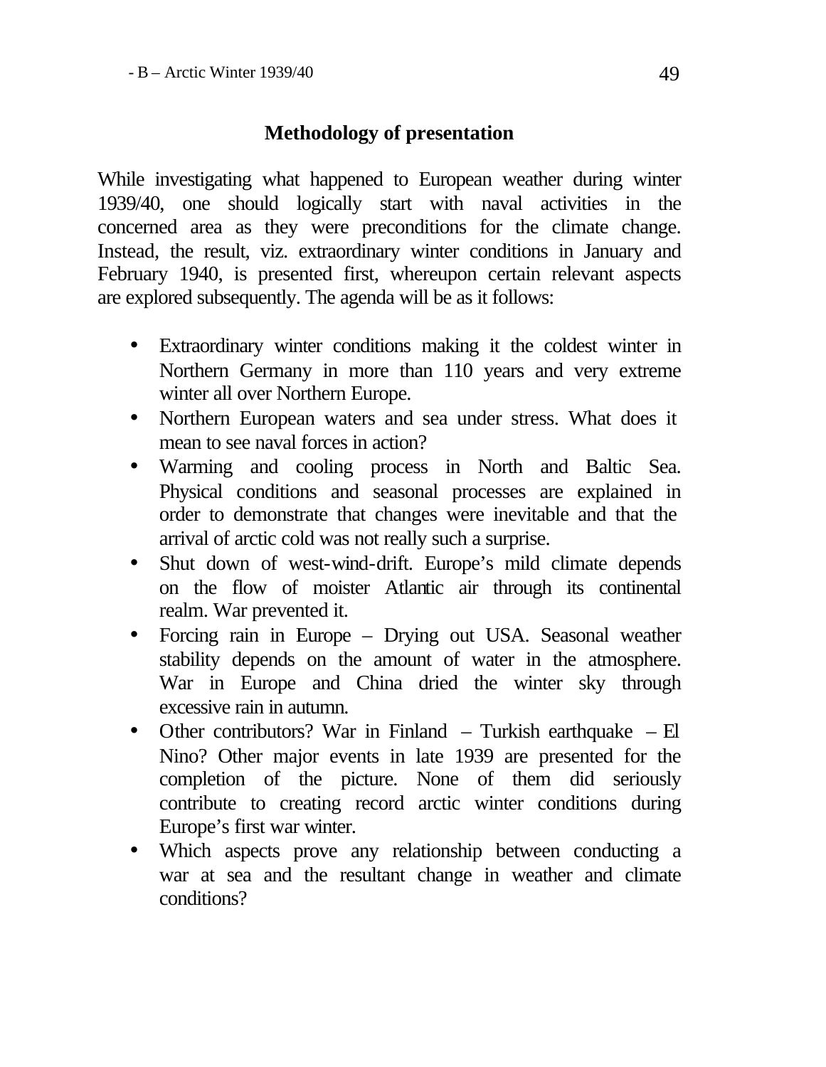## Methodology of presentation

While investigating what happened to European weather during winter 1939/40, one should logically start with naval activities in the concerned area as they were preconditions for the climate change. Instead, the result, viz. extraordinary winter conditions in January and February 1940, is presented first, whereupon certain relevant aspects are explored subsequently. The agenda will be as it follows:

- Extraordinary winter conditions making it the coldest winter in Northern Germany in more than 110 years and very extreme winter all over Northern Europe.
- Northern European waters and sea under stress. What does it mean to see naval forces in action?
- Warming and cooling process in North and Baltic Sea. Physical conditions and seasonal processes are explained in order to demonstrate that changes were inevitable and that the arrival of arctic cold was not really such a surprise.
- Shut down of west-wind-drift. Europe's mild climate depends on the flow of moister Atlantic air through its continental realm. War prevented it.
- Forcing rain in Europe – Drying out USA. Seasonal weather stability depends on the amount of water in the atmosphere. War in Europe and China dried the winter sky through excessive rain in autumn.
- Other contributors? War in Finland – Turkish earthquake – El Nino? Other major events in late 1939 are presented for the completion of the picture. None of them did seriously contribute to creating record arctic winter conditions during Europe's first war winter.
- Which aspects prove any relationship between conducting a war at sea and the resultant change in weather and climate conditions?